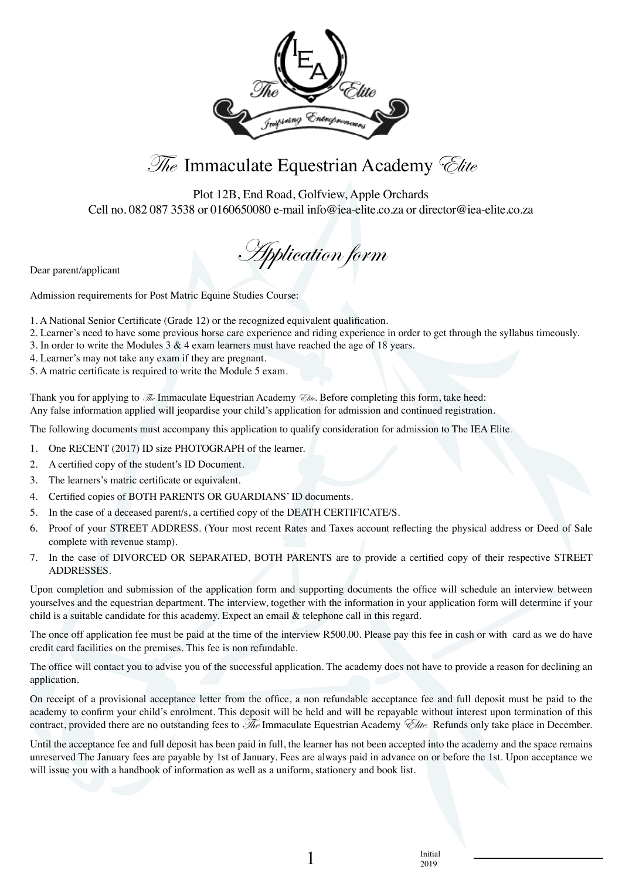# *The* Immaculate Equestrian Academy *Elite*

Plot 12B, End Road, Golfview, Apple Orchards
Cell no. 082 087 3538 or 0160650080 e-mail info@iea-elite.co.za or director@iea-elite.co.za

## *Application form*

Dear parent/applicant

Admission requirements for Post Matric Equine Studies Course:

1. A National Senior Certificate (Grade 12) or the recognized equivalent qualification.
2. Learner's need to have some previous horse care experience and riding experience in order to get through the syllabus timeously.
3. In order to write the Modules 3 & 4 exam learners must have reached the age of 18 years.
4. Learner's may not take any exam if they are pregnant.
5. A matric certificate is required to write the Module 5 exam.

Thank you for applying to *The* Immaculate Equestrian Academy *Elite*. Before completing this form, take heed:
Any false information applied will jeopardise your child's application for admission and continued registration.

The following documents must accompany this application to qualify consideration for admission to The IEA Elite.

1. One RECENT (2017) ID size PHOTOGRAPH of the learner.
2. A certified copy of the student's ID Document.
3. The learners's matric certificate or equivalent.
4. Certified copies of BOTH PARENTS OR GUARDIANS' ID documents.
5. In the case of a deceased parent/s, a certified copy of the DEATH CERTIFICATE/S.
6. Proof of your STREET ADDRESS. (Your most recent Rates and Taxes account reflecting the physical address or Deed of Sale complete with revenue stamp).
7. In the case of DIVORCED OR SEPARATED, BOTH PARENTS are to provide a certified copy of their respective STREET ADDRESSES.

Upon completion and submission of the application form and supporting documents the office will schedule an interview between yourselves and the equestrian department. The interview, together with the information in your application form will determine if your child is a suitable candidate for this academy. Expect an email & telephone call in this regard.

The once off application fee must be paid at the time of the interview R500.00. Please pay this fee in cash or with card as we do have credit card facilities on the premises. This fee is non refundable.

The office will contact you to advise you of the successful application. The academy does not have to provide a reason for declining an application.

On receipt of a provisional acceptance letter from the office, a non refundable acceptance fee and full deposit must be paid to the academy to confirm your child's enrolment. This deposit will be held and will be repayable without interest upon termination of this contract, provided there are no outstanding fees to *The* Immaculate Equestrian Academy *Elite*. Refunds only take place in December.

Until the acceptance fee and full deposit has been paid in full, the learner has not been accepted into the academy and the space remains unreserved The January fees are payable by 1st of January. Fees are always paid in advance on or before the 1st. Upon acceptance we will issue you with a handbook of information as well as a uniform, stationery and book list.

Initial
2019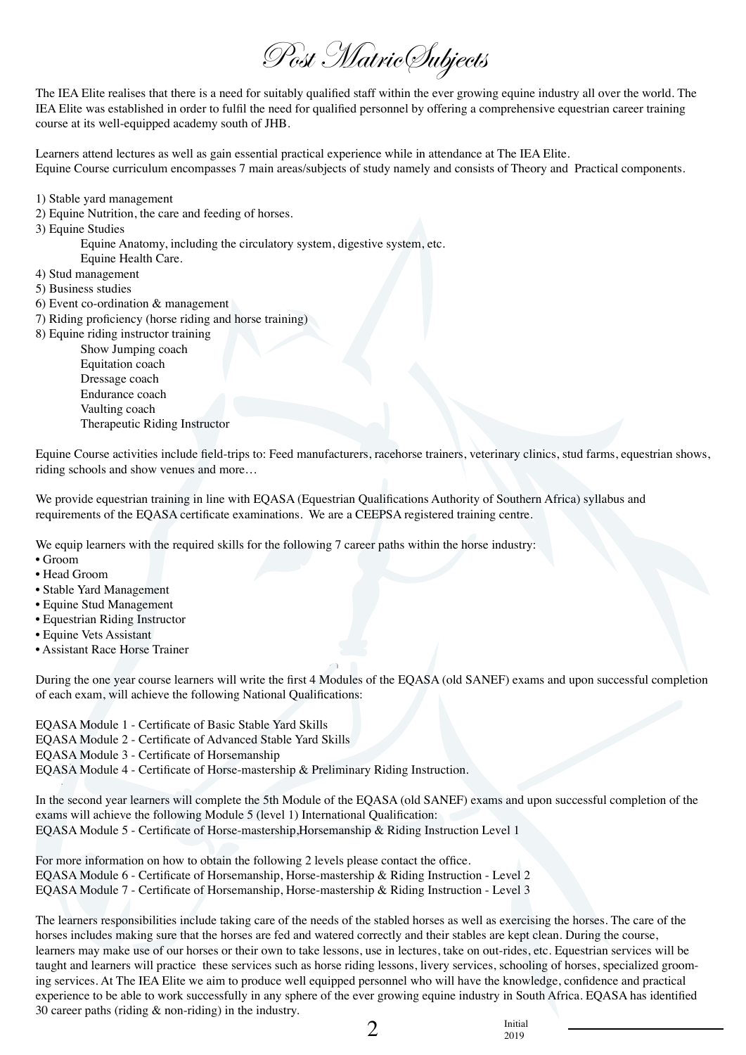# Post Matric Subjects

The IEA Elite realises that there is a need for suitably qualified staff within the ever growing equine industry all over the world. The IEA Elite was established in order to fulfil the need for qualified personnel by offering a comprehensive equestrian career training course at its well-equipped academy south of JHB.

Learners attend lectures as well as gain essential practical experience while in attendance at The IEA Elite.
Equine Course curriculum encompasses 7 main areas/subjects of study namely and consists of Theory and Practical components.

1) Stable yard management
2) Equine Nutrition, the care and feeding of horses.
3) Equine Studies
   - Equine Anatomy, including the circulatory system, digestive system, etc.
   - Equine Health Care.
4) Stud management
5) Business studies
6) Event co-ordination & management
7) Riding proficiency (horse riding and horse training)
8) Equine riding instructor training
   - Show Jumping coach
   - Equitation coach
   - Dressage coach
   - Endurance coach
   - Vaulting coach
   - Therapeutic Riding Instructor

Equine Course activities include field-trips to: Feed manufacturers, racehorse trainers, veterinary clinics, stud farms, equestrian shows, riding schools and show venues and more…

We provide equestrian training in line with EQASA (Equestrian Qualifications Authority of Southern Africa) syllabus and requirements of the EQASA certificate examinations. We are a CEEPSA registered training centre.

We equip learners with the required skills for the following 7 career paths within the horse industry:

- Groom
- Head Groom
- Stable Yard Management
- Equine Stud Management
- Equestrian Riding Instructor
- Equine Vets Assistant
- Assistant Race Horse Trainer

During the one year course learners will write the first 4 Modules of the EQASA (old SANEF) exams and upon successful completion of each exam, will achieve the following National Qualifications:

EQASA Module 1 - Certificate of Basic Stable Yard Skills
EQASA Module 2 - Certificate of Advanced Stable Yard Skills
EQASA Module 3 - Certificate of Horsemanship
EQASA Module 4 - Certificate of Horse-mastership & Preliminary Riding Instruction.

In the second year learners will complete the 5th Module of the EQASA (old SANEF) exams and upon successful completion of the exams will achieve the following Module 5 (level 1) International Qualification:
EQASA Module 5 - Certificate of Horse-mastership,Horsemanship & Riding Instruction Level 1

For more information on how to obtain the following 2 levels please contact the office.
EQASA Module 6 - Certificate of Horsemanship, Horse-mastership & Riding Instruction - Level 2
EQASA Module 7 - Certificate of Horsemanship, Horse-mastership & Riding Instruction - Level 3

The learners responsibilities include taking care of the needs of the stabled horses as well as exercising the horses. The care of the horses includes making sure that the horses are fed and watered correctly and their stables are kept clean. During the course, learners may make use of our horses or their own to take lessons, use in lectures, take on out-rides, etc. Equestrian services will be taught and learners will practice these services such as horse riding lessons, livery services, schooling of horses, specialized grooming services. At The IEA Elite we aim to produce well equipped personnel who will have the knowledge, confidence and practical experience to be able to work successfully in any sphere of the ever growing equine industry in South Africa. EQASA has identified 30 career paths (riding & non-riding) in the industry.

Initial
2019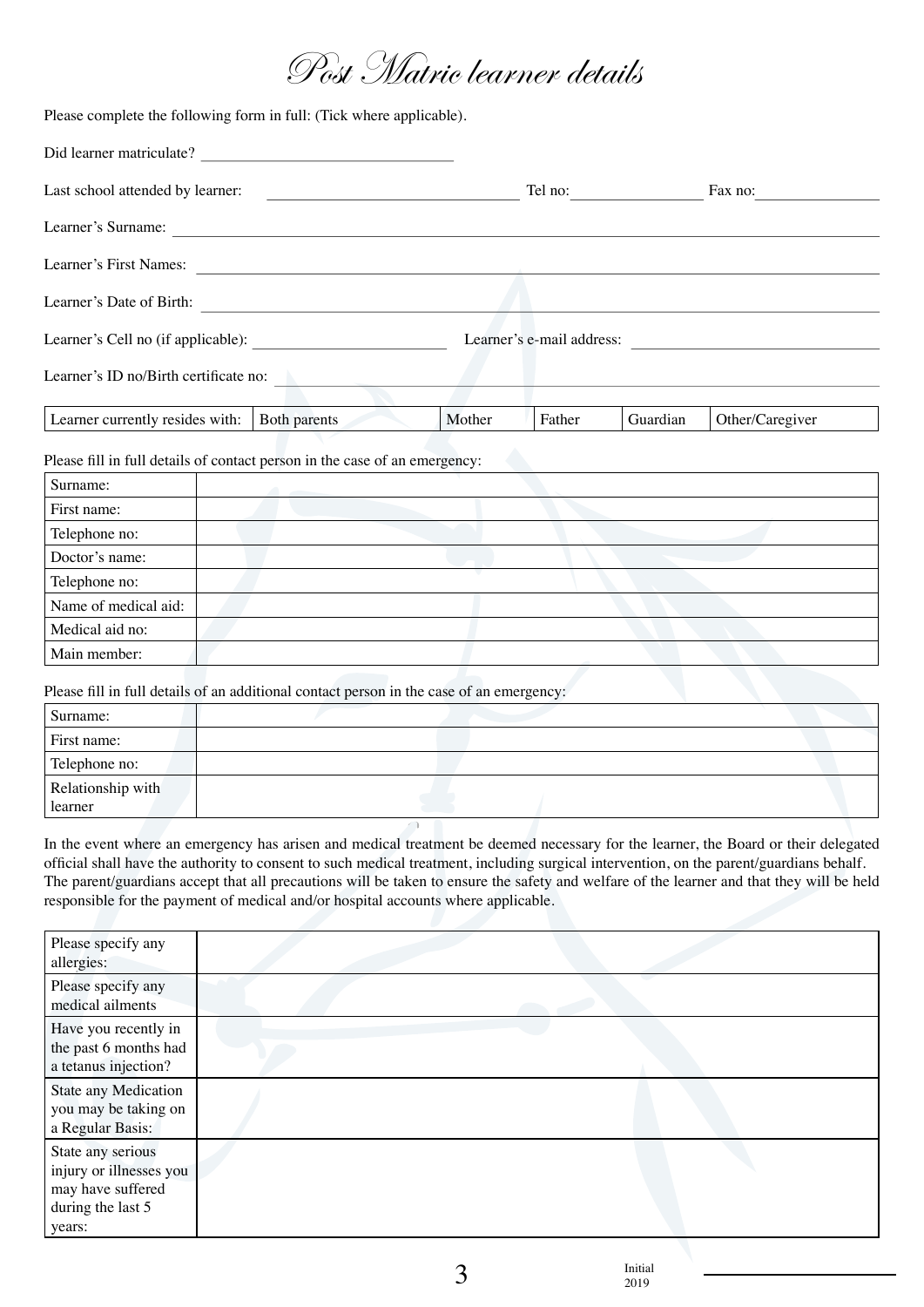# Post Matric learner details

Please complete the following form in full: (Tick where applicable).

Did learner matriculate? ______________________________

Last school attended by learner: ______________________________ Tel no: ________________ Fax no: ________________

Learner's Surname: ______________________________________________________________

Learner's First Names: ______________________________________________________________

Learner's Date of Birth: ______________________________________________________________

Learner's Cell no (if applicable): ______________________ Learner's e-mail address: ______________________________

Learner's ID no/Birth certificate no: ______________________________________________________________

| Learner currently resides with: | Both parents | Mother | Father | Guardian | Other/Caregiver |
|---|---|---|---|---|---|

Please fill in full details of contact person in the case of an emergency:

| | |
|---|---|
| Surname: | |
| First name: | |
| Telephone no: | |
| Doctor's name: | |
| Telephone no: | |
| Name of medical aid: | |
| Medical aid no: | |
| Main member: | |

Please fill in full details of an additional contact person in the case of an emergency:

| | |
|---|---|
| Surname: | |
| First name: | |
| Telephone no: | |
| Relationship with learner | |

In the event where an emergency has arisen and medical treatment be deemed necessary for the learner, the Board or their delegated official shall have the authority to consent to such medical treatment, including surgical intervention, on the parent/guardians behalf. The parent/guardians accept that all precautions will be taken to ensure the safety and welfare of the learner and that they will be held responsible for the payment of medical and/or hospital accounts where applicable.

| | |
|---|---|
| Please specify any allergies: | |
| Please specify any medical ailments | |
| Have you recently in the past 6 months had a tetanus injection? | |
| State any Medication you may be taking on a Regular Basis: | |
| State any serious injury or illnesses you may have suffered during the last 5 years: | |

Initial ________________

2019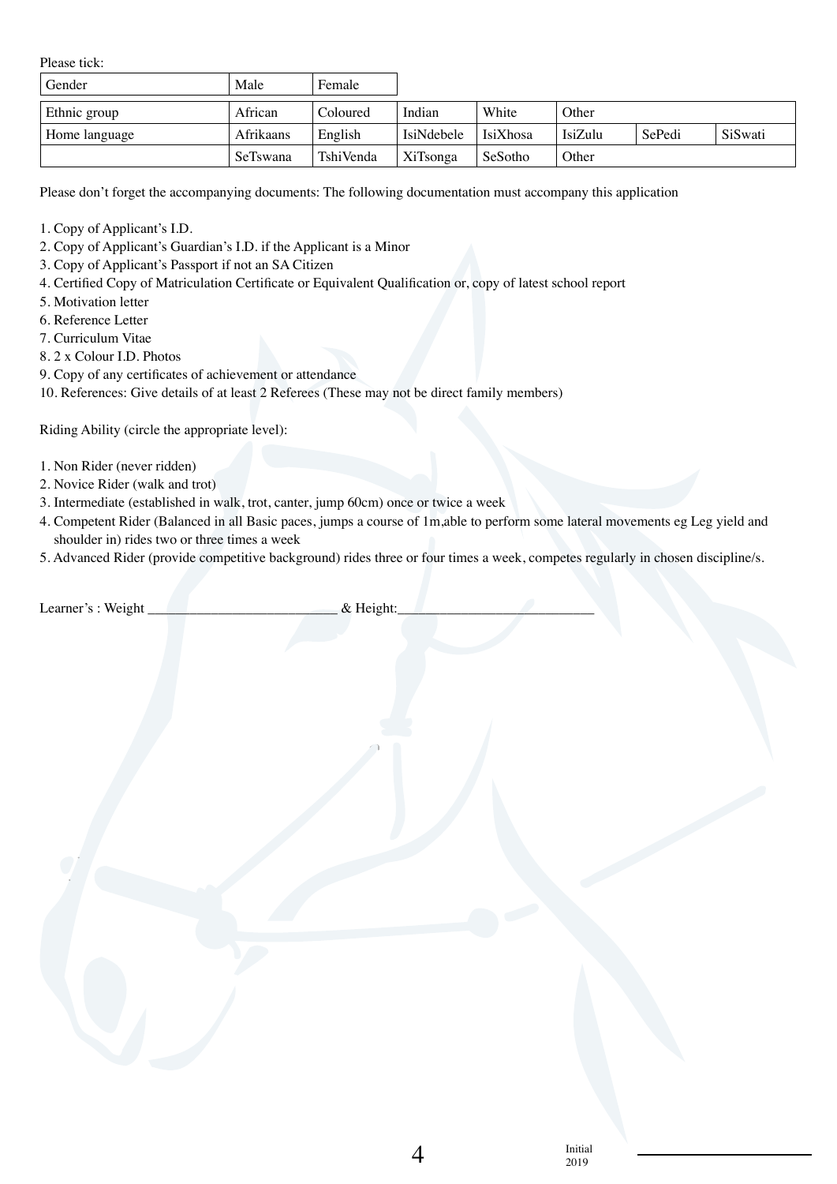Please tick:

| Gender | Male | Female |
| --- | --- | --- |

| Ethnic group | African | Coloured | Indian | White | Other | | |
| --- | --- | --- | --- | --- | --- | --- | --- |
| Home language | Afrikaans | English | IsiNdebele | IsiXhosa | IsiZulu | SePedi | SiSwati |
| | SeTswana | TshiVenda | XiTsonga | SeSotho | Other | | |

Please don't forget the accompanying documents: The following documentation must accompany this application

1. Copy of Applicant's I.D.
2. Copy of Applicant's Guardian's I.D. if the Applicant is a Minor
3. Copy of Applicant's Passport if not an SA Citizen
4. Certified Copy of Matriculation Certificate or Equivalent Qualification or, copy of latest school report
5. Motivation letter
6. Reference Letter
7. Curriculum Vitae
8. 2 x Colour I.D. Photos
9. Copy of any certificates of achievement or attendance
10. References: Give details of at least 2 Referees (These may not be direct family members)

Riding Ability (circle the appropriate level):

1. Non Rider (never ridden)
2. Novice Rider (walk and trot)
3. Intermediate (established in walk, trot, canter, jump 60cm) once or twice a week
4. Competent Rider (Balanced in all Basic paces, jumps a course of 1m,able to perform some lateral movements eg Leg yield and shoulder in) rides two or three times a week
5. Advanced Rider (provide competitive background) rides three or four times a week, competes regularly in chosen discipline/s.

Learner's : Weight ___________________________ & Height:____________________________

Initial ____________________
2019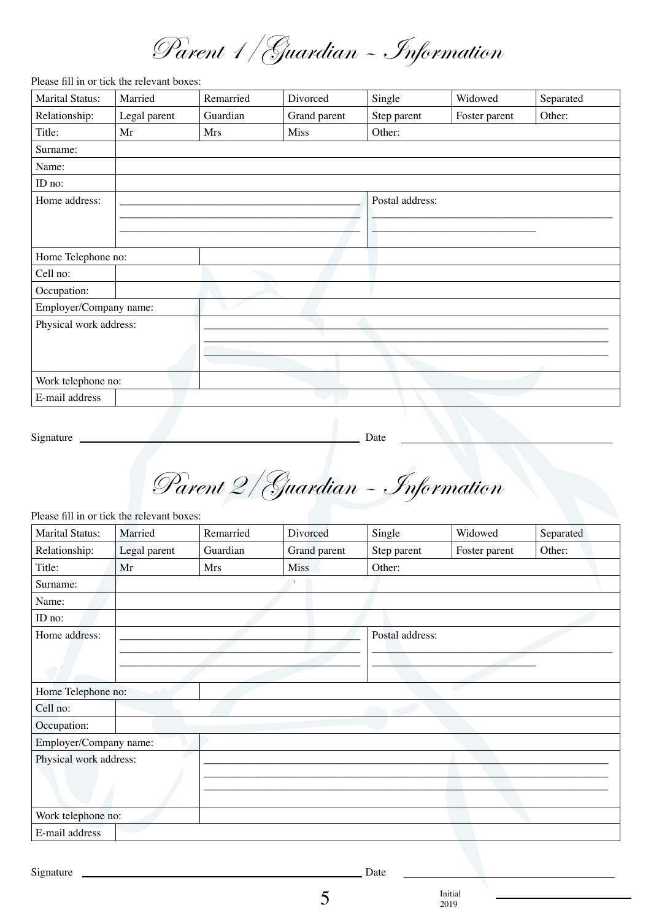# Parent 1/Guardian – Information

Please fill in or tick the relevant boxes:

| Marital Status: | Married | Remarried | Divorced | Single | Widowed | Separated |
|---|---|---|---|---|---|---|
| Relationship: | Legal parent | Guardian | Grand parent | Step parent | Foster parent | Other: |
| Title: | Mr | Mrs | Miss | Other: | | |
| Surname: | | | | | | |
| Name: | | | | | | |
| ID no: | | | | | | |
| Home address: | | | | Postal address: | | |
| Home Telephone no: | | | | | | |
| Cell no: | | | | | | |
| Occupation: | | | | | | |
| Employer/Company name: | | | | | | |
| Physical work address: | | | | | | |
| Work telephone no: | | | | | | |
| E-mail address | | | | | | |

Signature ______________________________ Date ______________________________

# Parent 2/Guardian – Information

Please fill in or tick the relevant boxes:

| Marital Status: | Married | Remarried | Divorced | Single | Widowed | Separated |
|---|---|---|---|---|---|---|
| Relationship: | Legal parent | Guardian | Grand parent | Step parent | Foster parent | Other: |
| Title: | Mr | Mrs | Miss | Other: | | |
| Surname: | | | | | | |
| Name: | | | | | | |
| ID no: | | | | | | |
| Home address: | | | | Postal address: | | |
| Home Telephone no: | | | | | | |
| Cell no: | | | | | | |
| Occupation: | | | | | | |
| Employer/Company name: | | | | | | |
| Physical work address: | | | | | | |
| Work telephone no: | | | | | | |
| E-mail address | | | | | | |

Signature ______________________________ Date ______________________________

Initial ______________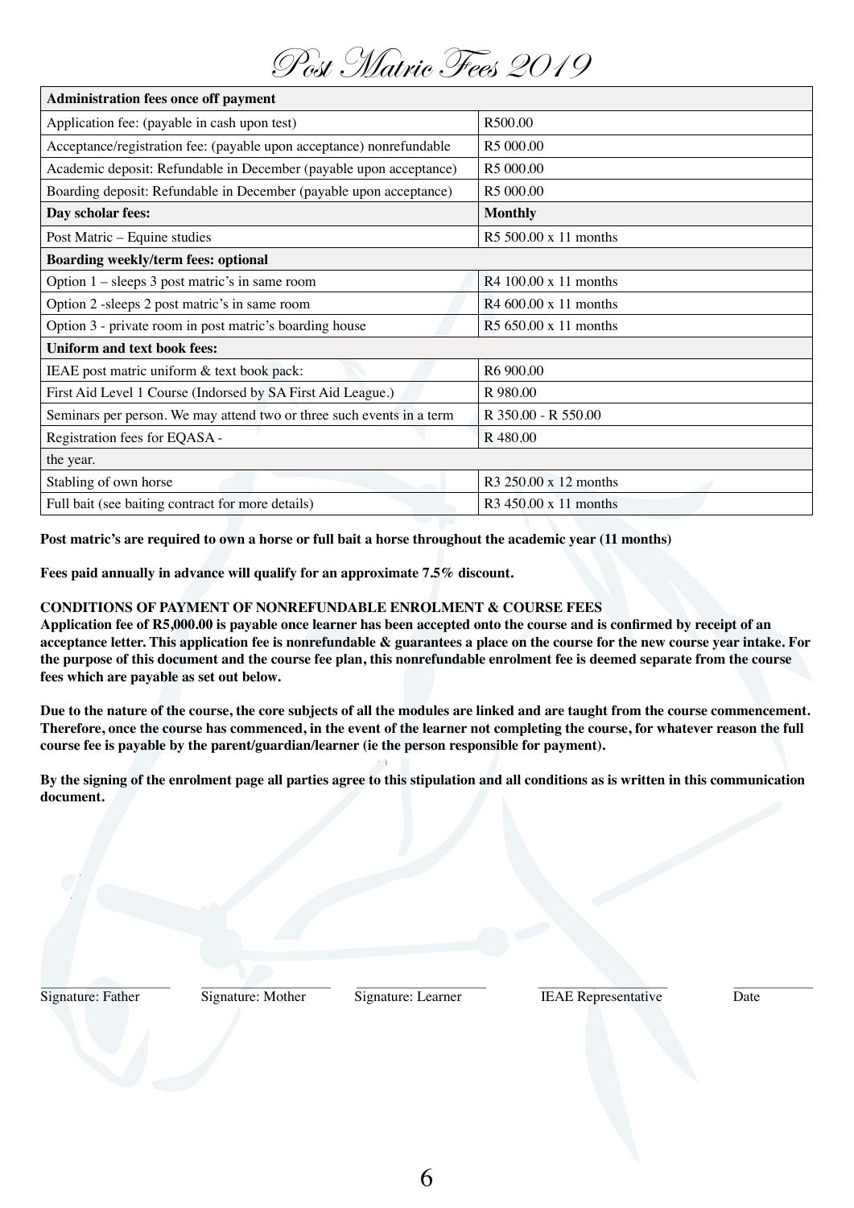# Post Matric Fees 2019

| **Administration fees once off payment** | |
|---|---|
| Application fee: (payable in cash upon test) | R500.00 |
| Acceptance/registration fee: (payable upon acceptance) nonrefundable | R5 000.00 |
| Academic deposit: Refundable in December (payable upon acceptance) | R5 000.00 |
| Boarding deposit: Refundable in December (payable upon acceptance) | R5 000.00 |
| **Day scholar fees:** | **Monthly** |
| Post Matric – Equine studies | R5 500.00 x 11 months |
| **Boarding weekly/term fees: optional** | |
| Option 1 – sleeps 3 post matric's in same room | R4 100.00 x 11 months |
| Option 2 -sleeps 2 post matric's in same room | R4 600.00 x 11 months |
| Option 3 - private room in post matric's boarding house | R5 650.00 x 11 months |
| **Uniform and text book fees:** | |
| IEAE post matric uniform & text book pack: | R6 900.00 |
| First Aid Level 1 Course (Indorsed by SA First Aid League.) | R 980.00 |
| Seminars per person. We may attend two or three such events in a term | R 350.00 - R 550.00 |
| Registration fees for EQASA - | R 480.00 |
| the year. | |
| Stabling of own horse | R3 250.00 x 12 months |
| Full bait (see baiting contract for more details) | R3 450.00 x 11 months |

**Post matric's are required to own a horse or full bait a horse throughout the academic year (11 months)**

**Fees paid annually in advance will qualify for an approximate 7.5% discount.**

**CONDITIONS OF PAYMENT OF NONREFUNDABLE ENROLMENT & COURSE FEES**
**Application fee of R5,000.00 is payable once learner has been accepted onto the course and is confirmed by receipt of an acceptance letter. This application fee is nonrefundable & guarantees a place on the course for the new course year intake. For the purpose of this document and the course fee plan, this nonrefundable enrolment fee is deemed separate from the course fees which are payable as set out below.**

**Due to the nature of the course, the core subjects of all the modules are linked and are taught from the course commencement. Therefore, once the course has commenced, in the event of the learner not completing the course, for whatever reason the full course fee is payable by the parent/guardian/learner (ie the person responsible for payment).**

**By the signing of the enrolment page all parties agree to this stipulation and all conditions as is written in this communication document.**

\_\_\_\_\_\_\_\_\_\_\_\_\_\_ Signature: Father

\_\_\_\_\_\_\_\_\_\_\_\_\_\_ Signature: Mother

\_\_\_\_\_\_\_\_\_\_\_\_\_\_ Signature: Learner

\_\_\_\_\_\_\_\_\_\_\_\_\_\_ IEAE Representative

\_\_\_\_\_\_\_\_\_\_ Date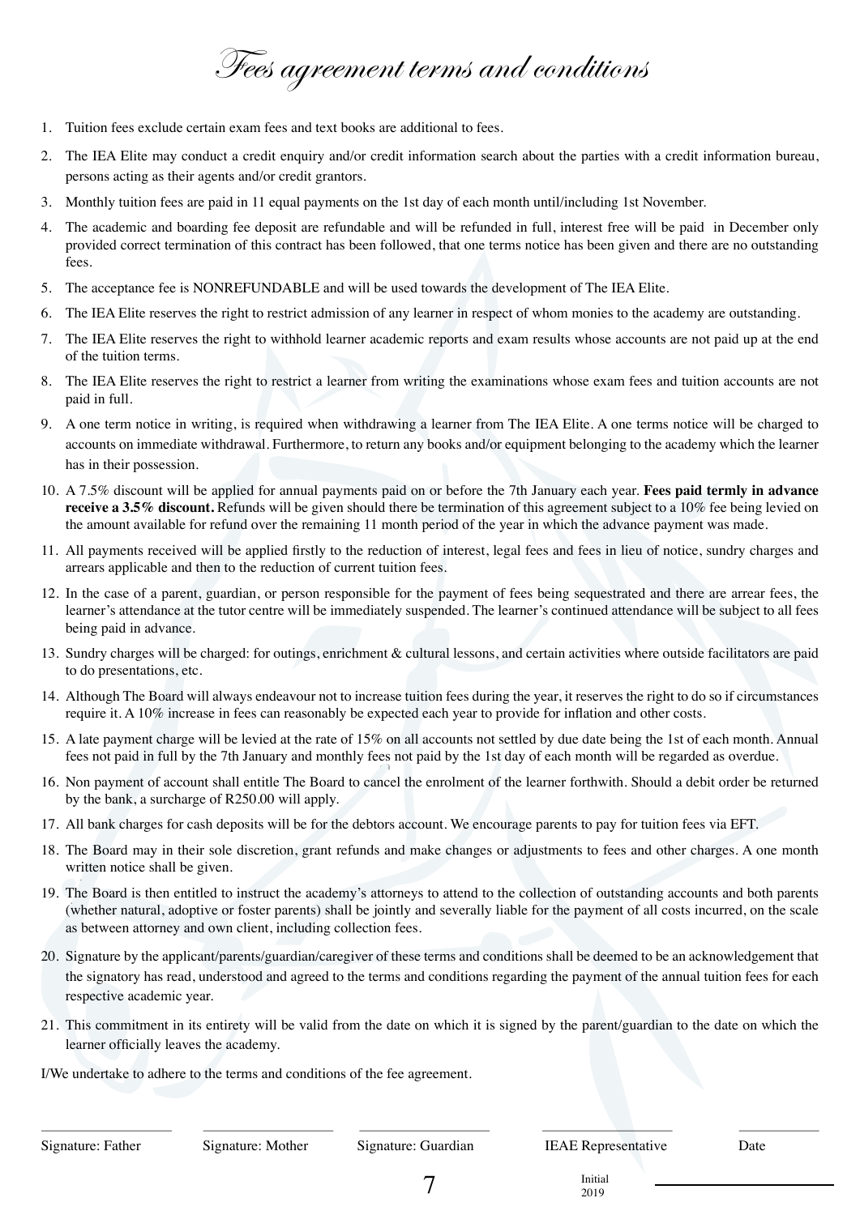# *Fees agreement terms and conditions*

1. Tuition fees exclude certain exam fees and text books are additional to fees.
2. The IEA Elite may conduct a credit enquiry and/or credit information search about the parties with a credit information bureau, persons acting as their agents and/or credit grantors.
3. Monthly tuition fees are paid in 11 equal payments on the 1st day of each month until/including 1st November.
4. The academic and boarding fee deposit are refundable and will be refunded in full, interest free will be paid in December only provided correct termination of this contract has been followed, that one terms notice has been given and there are no outstanding fees.
5. The acceptance fee is NONREFUNDABLE and will be used towards the development of The IEA Elite.
6. The IEA Elite reserves the right to restrict admission of any learner in respect of whom monies to the academy are outstanding.
7. The IEA Elite reserves the right to withhold learner academic reports and exam results whose accounts are not paid up at the end of the tuition terms.
8. The IEA Elite reserves the right to restrict a learner from writing the examinations whose exam fees and tuition accounts are not paid in full.
9. A one term notice in writing, is required when withdrawing a learner from The IEA Elite. A one terms notice will be charged to accounts on immediate withdrawal. Furthermore, to return any books and/or equipment belonging to the academy which the learner has in their possession.
10. A 7.5% discount will be applied for annual payments paid on or before the 7th January each year. **Fees paid termly in advance receive a 3.5% discount.** Refunds will be given should there be termination of this agreement subject to a 10% fee being levied on the amount available for refund over the remaining 11 month period of the year in which the advance payment was made.
11. All payments received will be applied firstly to the reduction of interest, legal fees and fees in lieu of notice, sundry charges and arrears applicable and then to the reduction of current tuition fees.
12. In the case of a parent, guardian, or person responsible for the payment of fees being sequestrated and there are arrear fees, the learner's attendance at the tutor centre will be immediately suspended. The learner's continued attendance will be subject to all fees being paid in advance.
13. Sundry charges will be charged: for outings, enrichment & cultural lessons, and certain activities where outside facilitators are paid to do presentations, etc.
14. Although The Board will always endeavour not to increase tuition fees during the year, it reserves the right to do so if circumstances require it. A 10% increase in fees can reasonably be expected each year to provide for inflation and other costs.
15. A late payment charge will be levied at the rate of 15% on all accounts not settled by due date being the 1st of each month. Annual fees not paid in full by the 7th January and monthly fees not paid by the 1st day of each month will be regarded as overdue.
16. Non payment of account shall entitle The Board to cancel the enrolment of the learner forthwith. Should a debit order be returned by the bank, a surcharge of R250.00 will apply.
17. All bank charges for cash deposits will be for the debtors account. We encourage parents to pay for tuition fees via EFT.
18. The Board may in their sole discretion, grant refunds and make changes or adjustments to fees and other charges. A one month written notice shall be given.
19. The Board is then entitled to instruct the academy's attorneys to attend to the collection of outstanding accounts and both parents (whether natural, adoptive or foster parents) shall be jointly and severally liable for the payment of all costs incurred, on the scale as between attorney and own client, including collection fees.
20. Signature by the applicant/parents/guardian/caregiver of these terms and conditions shall be deemed to be an acknowledgement that the signatory has read, understood and agreed to the terms and conditions regarding the payment of the annual tuition fees for each respective academic year.
21. This commitment in its entirety will be valid from the date on which it is signed by the parent/guardian to the date on which the learner officially leaves the academy.

I/We undertake to adhere to the terms and conditions of the fee agreement.

| Signature: Father | Signature: Mother | Signature: Guardian | IEAE Representative | Date |
|---|---|---|---|---|
| | | | | |

Initial ____________

2019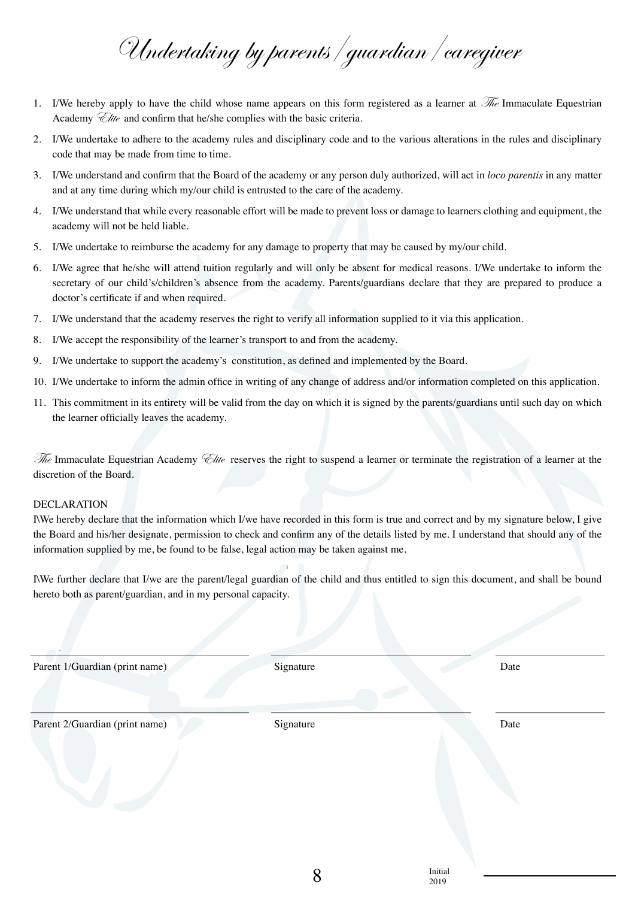# Undertaking by parents/guardian/caregiver

1. I/We hereby apply to have the child whose name appears on this form registered as a learner at *The* Immaculate Equestrian Academy *Elite* and confirm that he/she complies with the basic criteria.
2. I/We undertake to adhere to the academy rules and disciplinary code and to the various alterations in the rules and disciplinary code that may be made from time to time.
3. I/We understand and confirm that the Board of the academy or any person duly authorized, will act in *loco parentis* in any matter and at any time during which my/our child is entrusted to the care of the academy.
4. I/We understand that while every reasonable effort will be made to prevent loss or damage to learners clothing and equipment, the academy will not be held liable.
5. I/We undertake to reimburse the academy for any damage to property that may be caused by my/our child.
6. I/We agree that he/she will attend tuition regularly and will only be absent for medical reasons. I/We undertake to inform the secretary of our child's/children's absence from the academy. Parents/guardians declare that they are prepared to produce a doctor's certificate if and when required.
7. I/We understand that the academy reserves the right to verify all information supplied to it via this application.
8. I/We accept the responsibility of the learner's transport to and from the academy.
9. I/We undertake to support the academy's constitution, as defined and implemented by the Board.
10. I/We undertake to inform the admin office in writing of any change of address and/or information completed on this application.
11. This commitment in its entirety will be valid from the day on which it is signed by the parents/guardians until such day on which the learner officially leaves the academy.

*The* Immaculate Equestrian Academy *Elite* reserves the right to suspend a learner or terminate the registration of a learner at the discretion of the Board.

DECLARATION

I\We hereby declare that the information which I/we have recorded in this form is true and correct and by my signature below, I give the Board and his/her designate, permission to check and confirm any of the details listed by me. I understand that should any of the information supplied by me, be found to be false, legal action may be taken against me.

I\We further declare that I/we are the parent/legal guardian of the child and thus entitled to sign this document, and shall be bound hereto both as parent/guardian, and in my personal capacity.

| Parent 1/Guardian (print name) | Signature | Date |
|---|---|---|
| Parent 2/Guardian (print name) | Signature | Date |

Initial 2019 ______________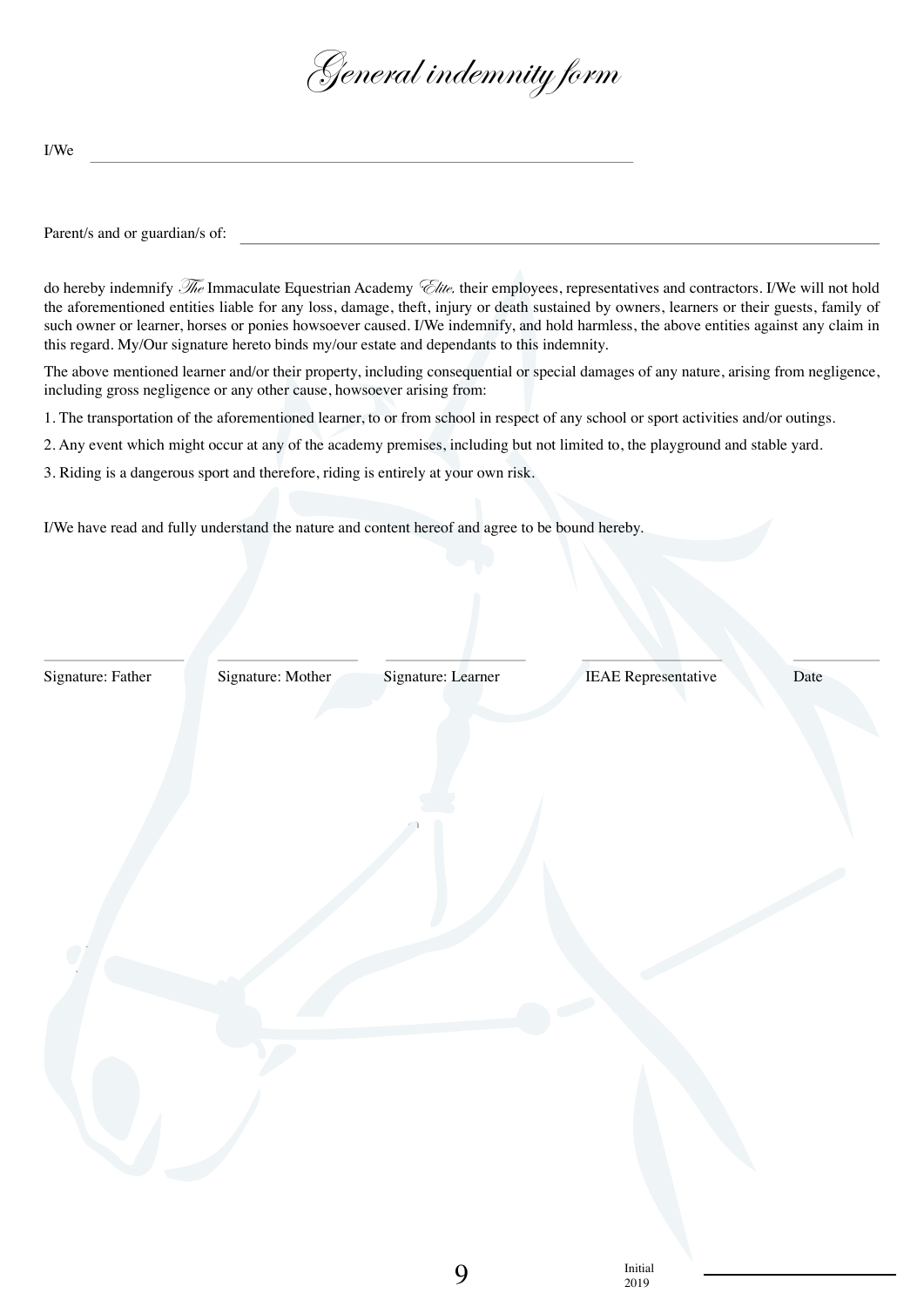# General indemnity form

I/We ______________________________________________

Parent/s and or guardian/s of: ______________________________________________

do hereby indemnify *The* Immaculate Equestrian Academy *Elite,* their employees, representatives and contractors. I/We will not hold the aforementioned entities liable for any loss, damage, theft, injury or death sustained by owners, learners or their guests, family of such owner or learner, horses or ponies howsoever caused. I/We indemnify, and hold harmless, the above entities against any claim in this regard. My/Our signature hereto binds my/our estate and dependants to this indemnity.

The above mentioned learner and/or their property, including consequential or special damages of any nature, arising from negligence, including gross negligence or any other cause, howsoever arising from:

1. The transportation of the aforementioned learner, to or from school in respect of any school or sport activities and/or outings.
2. Any event which might occur at any of the academy premises, including but not limited to, the playground and stable yard.
3. Riding is a dangerous sport and therefore, riding is entirely at your own risk.

I/We have read and fully understand the nature and content hereof and agree to be bound hereby.

| ______________ | ______________ | ______________ | ______________ | ______________ |
|---|---|---|---|---|
| Signature: Father | Signature: Mother | Signature: Learner | IEAE Representative | Date |

Initial ______________

2019